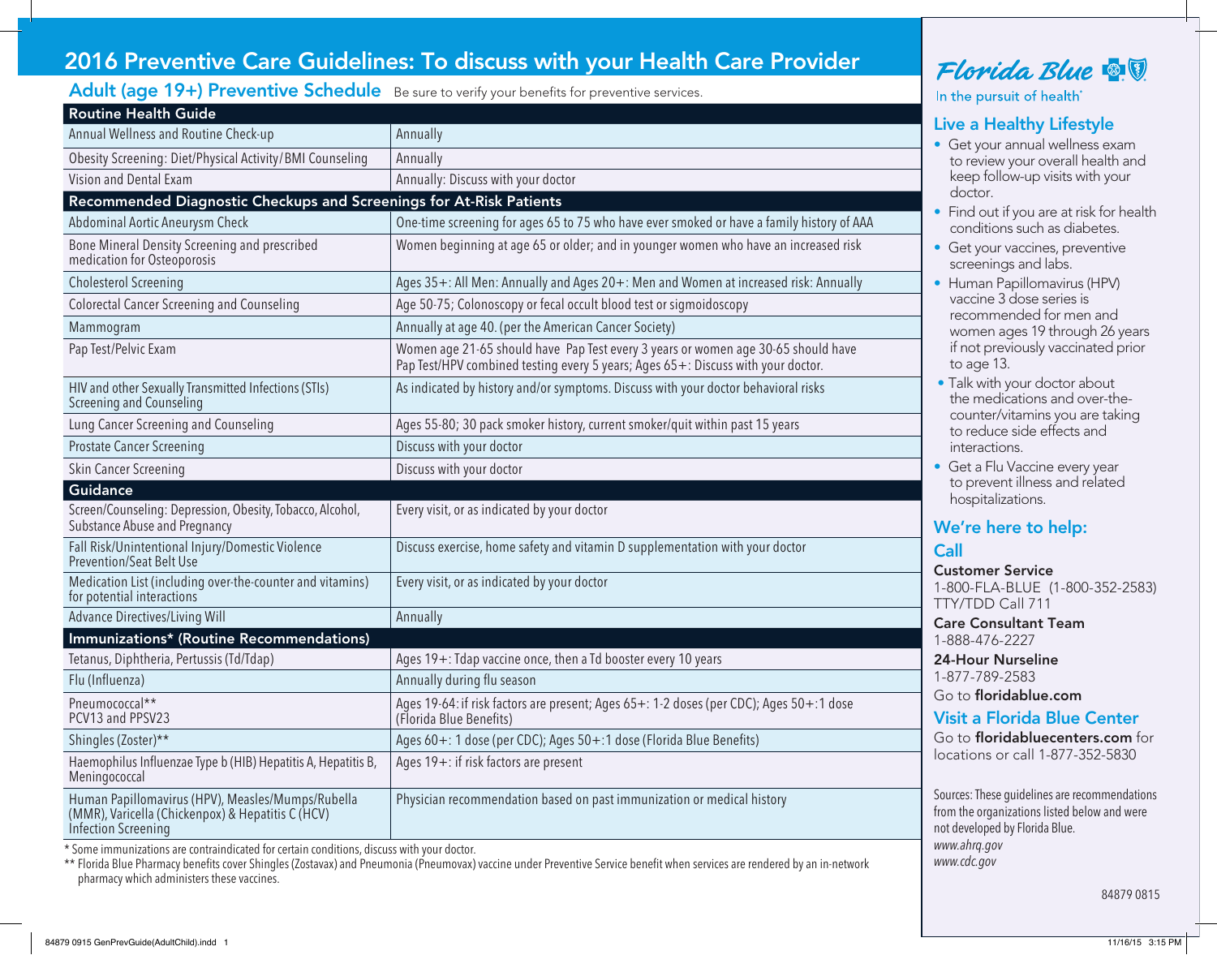# 2016 Preventive Care Guidelines: To discuss with your Health Care Provider

## Adult (age 19+) Preventive Schedule

Be sure to verify your benefits for preventive services.

| Routine Health Guide | |
|---|---|
| Annual Wellness and Routine Check-up | Annually |
| Obesity Screening: Diet/Physical Activity/BMI Counseling | Annually |
| Vision and Dental Exam | Annually: Discuss with your doctor |
| **Recommended Diagnostic Checkups and Screenings for At-Risk Patients** | |
| Abdominal Aortic Aneurysm Check | One-time screening for ages 65 to 75 who have ever smoked or have a family history of AAA |
| Bone Mineral Density Screening and prescribed medication for Osteoporosis | Women beginning at age 65 or older; and in younger women who have an increased risk |
| Cholesterol Screening | Ages 35+: All Men: Annually and Ages 20+: Men and Women at increased risk: Annually |
| Colorectal Cancer Screening and Counseling | Age 50-75; Colonoscopy or fecal occult blood test or sigmoidoscopy |
| Mammogram | Annually at age 40. (per the American Cancer Society) |
| Pap Test/Pelvic Exam | Women age 21-65 should have Pap Test every 3 years or women age 30-65 should have Pap Test/HPV combined testing every 5 years; Ages 65+: Discuss with your doctor. |
| HIV and other Sexually Transmitted Infections (STIs) Screening and Counseling | As indicated by history and/or symptoms. Discuss with your doctor behavioral risks |
| Lung Cancer Screening and Counseling | Ages 55-80; 30 pack smoker history, current smoker/quit within past 15 years |
| Prostate Cancer Screening | Discuss with your doctor |
| Skin Cancer Screening | Discuss with your doctor |
| **Guidance** | |
| Screen/Counseling: Depression, Obesity, Tobacco, Alcohol, Substance Abuse and Pregnancy | Every visit, or as indicated by your doctor |
| Fall Risk/Unintentional Injury/Domestic Violence Prevention/Seat Belt Use | Discuss exercise, home safety and vitamin D supplementation with your doctor |
| Medication List (including over-the-counter and vitamins) for potential interactions | Every visit, or as indicated by your doctor |
| Advance Directives/Living Will | Annually |
| **Immunizations* (Routine Recommendations)** | |
| Tetanus, Diphtheria, Pertussis (Td/Tdap) | Ages 19+: Tdap vaccine once, then a Td booster every 10 years |
| Flu (Influenza) | Annually during flu season |
| Pneumococcal** PCV13 and PPSV23 | Ages 19-64: if risk factors are present; Ages 65+: 1-2 doses (per CDC); Ages 50+:1 dose (Florida Blue Benefits) |
| Shingles (Zoster)** | Ages 60+: 1 dose (per CDC); Ages 50+:1 dose (Florida Blue Benefits) |
| Haemophilus Influenzae Type b (HIB) Hepatitis A, Hepatitis B, Meningococcal | Ages 19+: if risk factors are present |
| Human Papillomavirus (HPV), Measles/Mumps/Rubella (MMR), Varicella (Chickenpox) & Hepatitis C (HCV) Infection Screening | Physician recommendation based on past immunization or medical history |

\* Some immunizations are contraindicated for certain conditions, discuss with your doctor.

** Florida Blue Pharmacy benefits cover Shingles (Zostavax) and Pneumonia (Pneumovax) vaccine under Preventive Service benefit when services are rendered by an in-network pharmacy which administers these vaccines.

Florida Blue

In the pursuit of health®

## Live a Healthy Lifestyle

- Get your annual wellness exam to review your overall health and keep follow-up visits with your doctor.
- Find out if you are at risk for health conditions such as diabetes.
- Get your vaccines, preventive screenings and labs.
- Human Papillomavirus (HPV) vaccine 3 dose series is recommended for men and women ages 19 through 26 years if not previously vaccinated prior to age 13.
- Talk with your doctor about the medications and over-the-counter/vitamins you are taking to reduce side effects and interactions.
- Get a Flu Vaccine every year to prevent illness and related hospitalizations.

## We're here to help:

### Call

**Customer Service**
1-800-FLA-BLUE (1-800-352-2583)
TTY/TDD Call 711

**Care Consultant Team**
1-888-476-2227

**24-Hour Nurseline**
1-877-789-2583

Go to **floridablue.com**

### Visit a Florida Blue Center

Go to **floridabluecenters.com** for locations or call 1-877-352-5830

Sources: These guidelines are recommendations from the organizations listed below and were not developed by Florida Blue.
*www.ahrq.gov*
*www.cdc.gov*

84879 0815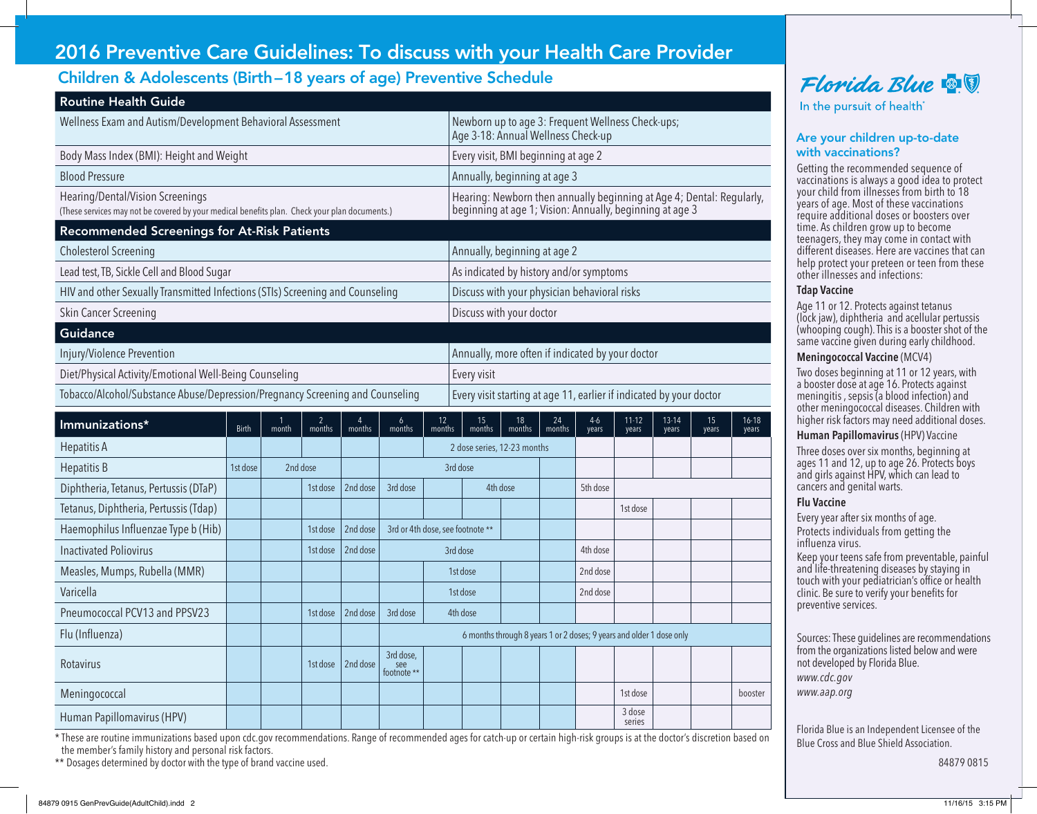# 2016 Preventive Care Guidelines: To discuss with your Health Care Provider

## Children & Adolescents (Birth – 18 years of age) Preventive Schedule

| Routine Health Guide | |
|---|---|
| Wellness Exam and Autism/Development Behavioral Assessment | Newborn up to age 3: Frequent Wellness Check-ups; Age 3-18: Annual Wellness Check-up |
| Body Mass Index (BMI): Height and Weight | Every visit, BMI beginning at age 2 |
| Blood Pressure | Annually, beginning at age 3 |
| Hearing/Dental/Vision Screenings (These services may not be covered by your medical benefits plan. Check your plan documents.) | Hearing: Newborn then annually beginning at Age 4; Dental: Regularly, beginning at age 1; Vision: Annually, beginning at age 3 |
| **Recommended Screenings for At-Risk Patients** | |
| Cholesterol Screening | Annually, beginning at age 2 |
| Lead test, TB, Sickle Cell and Blood Sugar | As indicated by history and/or symptoms |
| HIV and other Sexually Transmitted Infections (STIs) Screening and Counseling | Discuss with your physician behavioral risks |
| Skin Cancer Screening | Discuss with your doctor |
| **Guidance** | |
| Injury/Violence Prevention | Annually, more often if indicated by your doctor |
| Diet/Physical Activity/Emotional Well-Being Counseling | Every visit |
| Tobacco/Alcohol/Substance Abuse/Depression/Pregnancy Screening and Counseling | Every visit starting at age 11, earlier if indicated by your doctor |

| Immunizations* | Birth | 1 month | 2 months | 4 months | 6 months | 12 months | 15 months | 18 months | 24 months | 4-6 years | 11-12 years | 13-14 years | 15 years | 16-18 years |
|---|---|---|---|---|---|---|---|---|---|---|---|---|---|---|
| Hepatitis A | | | | | | 2 dose series, 12-23 months | | | | | | | | |
| Hepatitis B | 1st dose | 2nd dose | | | 3rd dose | | | | | | | | | |
| Diphtheria, Tetanus, Pertussis (DTaP) | | | 1st dose | 2nd dose | 3rd dose | | 4th dose | | | 5th dose | | | | |
| Tetanus, Diphtheria, Pertussis (Tdap) | | | | | | | | | | | 1st dose | | | |
| Haemophilus Influenzae Type b (Hib) | | | 1st dose | 2nd dose | 3rd or 4th dose, see footnote ** | | | | | | | | | |
| Inactivated Poliovirus | | | 1st dose | 2nd dose | 3rd dose | | | | | 4th dose | | | | |
| Measles, Mumps, Rubella (MMR) | | | | | | 1st dose | | | | 2nd dose | | | | |
| Varicella | | | | | | 1st dose | | | | 2nd dose | | | | |
| Pneumococcal PCV13 and PPSV23 | | | 1st dose | 2nd dose | 3rd dose | 4th dose | | | | | | | | |
| Flu (Influenza) | | | | | 6 months through 8 years 1 or 2 doses; 9 years and older 1 dose only | | | | | | | | | |
| Rotavirus | | | 1st dose | 2nd dose | 3rd dose, see footnote ** | | | | | | | | | |
| Meningococcal | | | | | | | | | | | 1st dose | | | booster |
| Human Papillomavirus (HPV) | | | | | | | | | | | 3 dose series | | | |

\* These are routine immunizations based upon cdc.gov recommendations. Range of recommended ages for catch-up or certain high-risk groups is at the doctor's discretion based on the member's family history and personal risk factors.

\*\* Dosages determined by doctor with the type of brand vaccine used.

**Florida Blue**
In the pursuit of health®

### Are your children up-to-date with vaccinations?

Getting the recommended sequence of vaccinations is always a good idea to protect your child from illnesses from birth to 18 years of age. Most of these vaccinations require additional doses or boosters over time. As children grow up to become teenagers, they may come in contact with different diseases. Here are vaccines that can help protect your preteen or teen from these other illnesses and infections:

**Tdap Vaccine**

Age 11 or 12. Protects against tetanus (lock jaw), diphtheria and acellular pertussis (whooping cough). This is a booster shot of the same vaccine given during early childhood.

**Meningococcal Vaccine** (MCV4)

Two doses beginning at 11 or 12 years, with a booster dose at age 16. Protects against meningitis, sepsis (a blood infection) and other meningococcal diseases. Children with higher risk factors may need additional doses.

**Human Papillomavirus** (HPV) Vaccine

Three doses over six months, beginning at ages 11 and 12, up to age 26. Protects boys and girls against HPV, which can lead to cancers and genital warts.

**Flu Vaccine**

Every year after six months of age. Protects individuals from getting the influenza virus.

Keep your teens safe from preventable, painful and life-threatening diseases by staying in touch with your pediatrician's office or health clinic. Be sure to verify your benefits for preventive services.

Sources: These guidelines are recommendations from the organizations listed below and were not developed by Florida Blue.

*www.cdc.gov*

*www.aap.org*

Florida Blue is an Independent Licensee of the Blue Cross and Blue Shield Association.

84879 0815